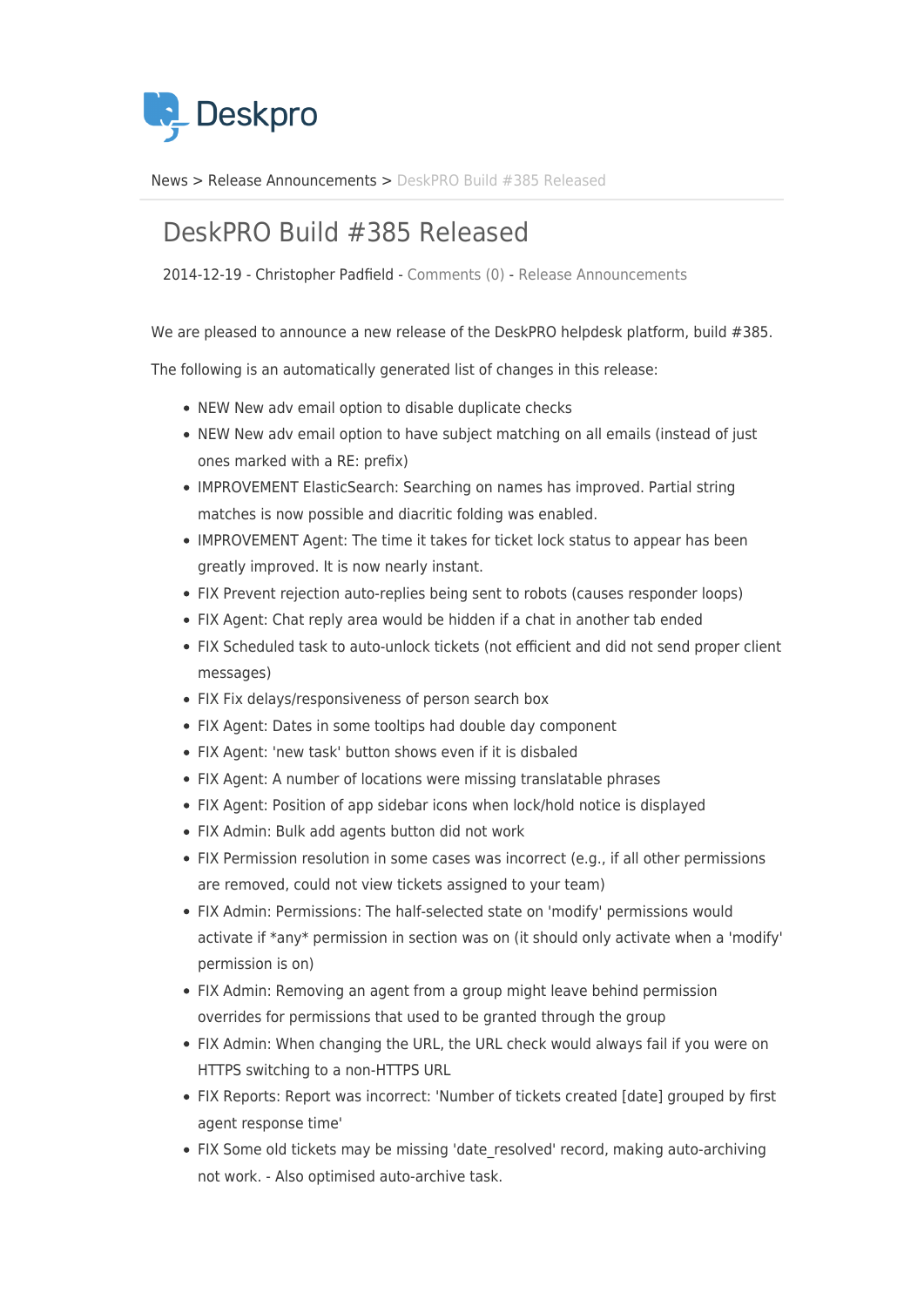Deskpro

News > Release Announcements > DeskPRO Build #385 Released

# DeskPRO Build #385 Released

2014-12-19 - Christopher Padfield - Comments (0) - Release Announcements

We are pleased to announce a new release of the DeskPRO helpdesk platform, build #385.

The following is an automatically generated list of changes in this release:

- NEW New adv email option to disable duplicate checks
- NEW New adv email option to have subject matching on all emails (instead of just ones marked with a RE: prefix)
- IMPROVEMENT ElasticSearch: Searching on names has improved. Partial string matches is now possible and diacritic folding was enabled.
- IMPROVEMENT Agent: The time it takes for ticket lock status to appear has been greatly improved. It is now nearly instant.
- FIX Prevent rejection auto-replies being sent to robots (causes responder loops)
- FIX Agent: Chat reply area would be hidden if a chat in another tab ended
- FIX Scheduled task to auto-unlock tickets (not efficient and did not send proper client messages)
- FIX Fix delays/responsiveness of person search box
- FIX Agent: Dates in some tooltips had double day component
- FIX Agent: 'new task' button shows even if it is disbaled
- FIX Agent: A number of locations were missing translatable phrases
- FIX Agent: Position of app sidebar icons when lock/hold notice is displayed
- FIX Admin: Bulk add agents button did not work
- FIX Permission resolution in some cases was incorrect (e.g., if all other permissions are removed, could not view tickets assigned to your team)
- FIX Admin: Permissions: The half-selected state on 'modify' permissions would activate if *any* permission in section was on (it should only activate when a 'modify' permission is on)
- FIX Admin: Removing an agent from a group might leave behind permission overrides for permissions that used to be granted through the group
- FIX Admin: When changing the URL, the URL check would always fail if you were on HTTPS switching to a non-HTTPS URL
- FIX Reports: Report was incorrect: 'Number of tickets created [date] grouped by first agent response time'
- FIX Some old tickets may be missing 'date_resolved' record, making auto-archiving not work. - Also optimised auto-archive task.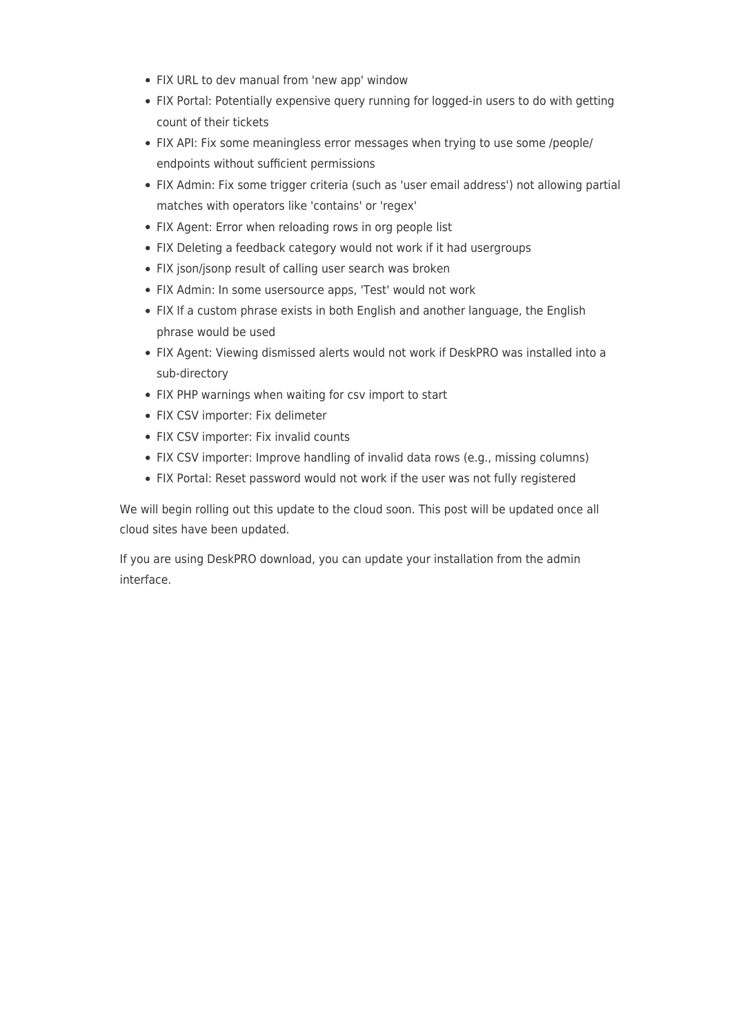- FIX URL to dev manual from 'new app' window
- FIX Portal: Potentially expensive query running for logged-in users to do with getting count of their tickets
- FIX API: Fix some meaningless error messages when trying to use some /people/ endpoints without sufficient permissions
- FIX Admin: Fix some trigger criteria (such as 'user email address') not allowing partial matches with operators like 'contains' or 'regex'
- FIX Agent: Error when reloading rows in org people list
- FIX Deleting a feedback category would not work if it had usergroups
- FIX json/jsonp result of calling user search was broken
- FIX Admin: In some usersource apps, 'Test' would not work
- FIX If a custom phrase exists in both English and another language, the English phrase would be used
- FIX Agent: Viewing dismissed alerts would not work if DeskPRO was installed into a sub-directory
- FIX PHP warnings when waiting for csv import to start
- FIX CSV importer: Fix delimeter
- FIX CSV importer: Fix invalid counts
- FIX CSV importer: Improve handling of invalid data rows (e.g., missing columns)
- FIX Portal: Reset password would not work if the user was not fully registered

We will begin rolling out this update to the cloud soon. This post will be updated once all cloud sites have been updated.

If you are using DeskPRO download, you can update your installation from the admin interface.